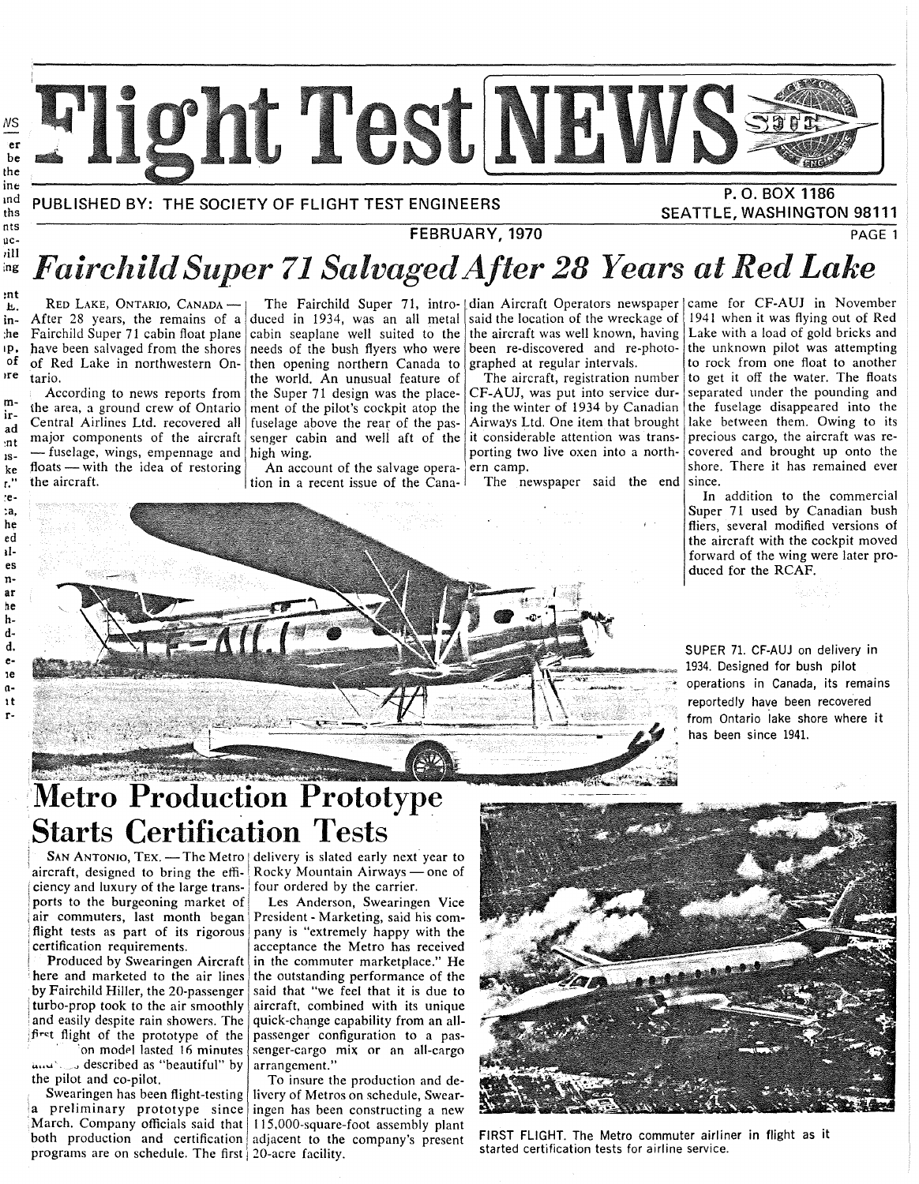# Flight Test NEWS

PUBLISHED BY: THE SOCIETY OF FLIGHT TEST ENGINEERS

P. O. BOX 1186
SEATTLE, WASHINGTON 98111

FEBRUARY, 1970

## *Fairchild Super 71 Salvaged After 28 Years at Red Lake*

RED LAKE, ONTARIO, CANADA — After 28 years, the remains of a Fairchild Super 71 cabin float plane have been salvaged from the shores of Red Lake in northwestern Ontario.

According to news reports from the area, a ground crew of Ontario Central Airlines Ltd. recovered all major components of the aircraft — fuselage, wings, empennage and floats — with the idea of restoring the aircraft.

The Fairchild Super 71, introduced in 1934, was an all metal cabin seaplane well suited to the needs of the bush flyers who were then opening northern Canada to the world. An unusual feature of the Super 71 design was the placement of the pilot's cockpit atop the fuselage above the rear of the passenger cabin and well aft of the high wing.

An account of the salvage operation in a recent issue of the Canadian Aircraft Operators newspaper said the location of the wreckage of the aircraft was well known, having been re-discovered and re-photographed at regular intervals.

The aircraft, registration number CF-AUJ, was put into service during the winter of 1934 by Canadian Airways Ltd. One item that brought it considerable attention was transporting two live oxen into a northern camp.

The newspaper said the end came for CF-AUJ in November 1941 when it was flying out of Red Lake with a load of gold bricks and the unknown pilot was attempting to rock from one float to another to get it off the water. The floats separated under the pounding and the fuselage disappeared into the lake between them. Owing to its precious cargo, the aircraft was recovered and brought up onto the shore. There it has remained ever since.

In addition to the commercial Super 71 used by Canadian bush fliers, several modified versions of the aircraft with the cockpit moved forward of the wing were later produced for the RCAF.

SUPER 71. CF-AUJ on delivery in 1934. Designed for bush pilot operations in Canada, its remains reportedly have been recovered from Ontario lake shore where it has been since 1941.

## Metro Production Prototype Starts Certification Tests

SAN ANTONIO, TEX. — The Metro aircraft, designed to bring the efficiency and luxury of the large transports to the burgeoning market of air commuters, last month began flight tests as part of its rigorous certification requirements.

Produced by Swearingen Aircraft here and marketed to the air lines by Fairchild Hiller, the 20-passenger turbo-prop took to the air smoothly and easily despite rain showers. The first flight of the prototype of the production model lasted 16 minutes and was described as "beautiful" by the pilot and co-pilot.

Swearingen has been flight-testing a preliminary prototype since March. Company officials said that both production and certification programs are on schedule. The first delivery is slated early next year to Rocky Mountain Airways — one of four ordered by the carrier.

Les Anderson, Swearingen Vice President - Marketing, said his company is "extremely happy with the acceptance the Metro has received in the commuter marketplace." He said that "we feel that it is due to the outstanding performance of the aircraft, combined with its unique quick-change capability from an all-passenger configuration to a passenger-cargo mix or an all-cargo arrangement."

To insure the production and delivery of Metros on schedule, Swearingen has been constructing a new 115,000-square-foot assembly plant adjacent to the company's present 20-acre facility.

FIRST FLIGHT. The Metro commuter airliner in flight as it started certification tests for airline service.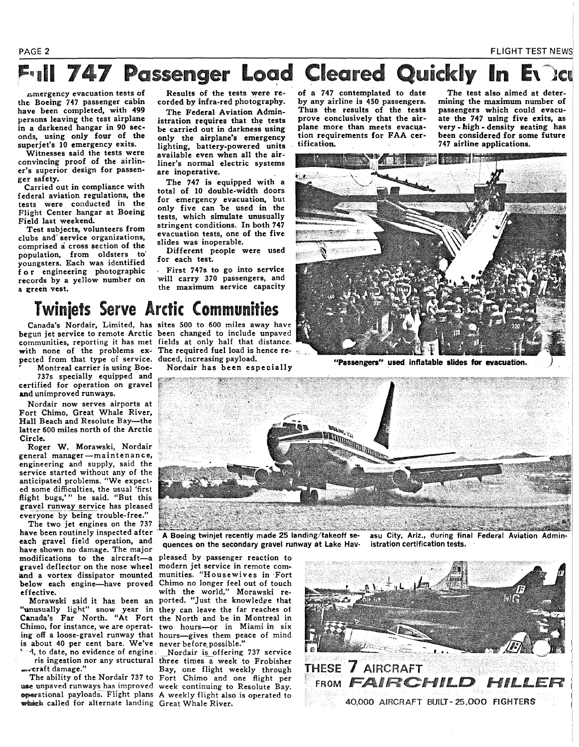# Full 747 Passenger Load Cleared Quickly In Evac

Emergency evacuation tests of the Boeing 747 passenger cabin have been completed, with 499 persons leaving the test airplane in a darkened hangar in 90 seconds, using only four of the superjet's 10 emergency exits.

Witnesses said the tests were convincing proof of the airliner's superior design for passenger safety.

Carried out in compliance with federal aviation regulations, the tests were conducted in the Flight Center hangar at Boeing Field last weekend.

Test subjects, volunteers from clubs and service organizations, comprised a cross section of the population, from oldsters to youngsters. Each was identified for engineering photographic records by a yellow number on a green vest.

Results of the tests were recorded by infra-red photography.

The Federal Aviation Administration requires that the tests be carried out in darkness using only the airplane's emergency lighting, battery-powered units available even when all the airliner's normal electric systems are inoperative.

The 747 is equipped with a total of 10 double-width doors for emergency evacuation, but only five can be used in the tests, which simulate unusually stringent conditions. In both 747 evacuation tests, one of the five slides was inoperable.

Different people were used for each test.

First 747s to go into service will carry 370 passengers, and the maximum service capacity of a 747 contemplated to date by any airline is 450 passengers. Thus the results of the tests prove conclusively that the airplane more than meets evacuation requirements for FAA certification.

The test also aimed at determining the maximum number of passengers which could evacuate the 747 using five exits, as very-high-density seating has been considered for some future 747 airline applications.

"Passengers" used inflatable slides for evacuation.

## Twinjets Serve Arctic Communities

Canada's Nordair, Limited, has begun jet service to remote Arctic communities, reporting it has met with none of the problems expected from that type of service.

Montreal carrier is using Boeing 737s specially equipped and certified for operation on gravel and unimproved runways.

Nordair now serves airports at Fort Chimo, Great Whale River, Hall Beach and Resolute Bay—the latter 600 miles north of the Arctic Circle.

Roger W. Morawski, Nordair general manager—maintenance, engineering and supply, said the service started without any of the anticipated problems. "We expected some difficulties, the usual 'first flight bugs,'" he said. "But this gravel runway service has pleased everyone by being trouble-free."

The two jet engines on the 737 have been routinely inspected after each gravel field operation, and have shown no damage. The major modifications to the aircraft—a gravel deflector on the nose wheel and a vortex dissipator mounted below each engine—have proved effective.

Morawski said it has been an "unusually light" snow year in Canada's Far North. "At Fort Chimo, for instance, we are operating off a loose-gravel runway that is about 40 per cent bare. We've had, to date, no evidence of engine debris ingestion nor any structural aircraft damage."

The ability of the Nordair 737 to use unpaved runways has improved operational payloads. Flight plans which called for alternate landing sites 500 to 600 miles away have been changed to include unpaved fields at only half that distance. The required fuel load is hence reduced, increasing payload.

Nordair has been especially pleased by passenger reaction to modern jet service in remote communities. "Housewives in Fort Chimo no longer feel out of touch with the world," Morawski reported. "Just the knowledge that they can leave the far reaches of the North and be in Montreal in two hours—or in Miami in six hours—gives them peace of mind never before possible."

Nordair is offering 737 service three times a week to Frobisher Bay, one flight weekly through Fort Chimo and one flight per week continuing to Resolute Bay. A weekly flight also is operated to Great Whale River.

A Boeing twinjet recently made 25 landing/takeoff sequences on the secondary gravel runway at Lake Havasu City, Ariz., during final Federal Aviation Administration certification tests.

THESE 7 AIRCRAFT FROM FAIRCHILD HILLER

40,000 AIRCRAFT BUILT - 25,000 FIGHTERS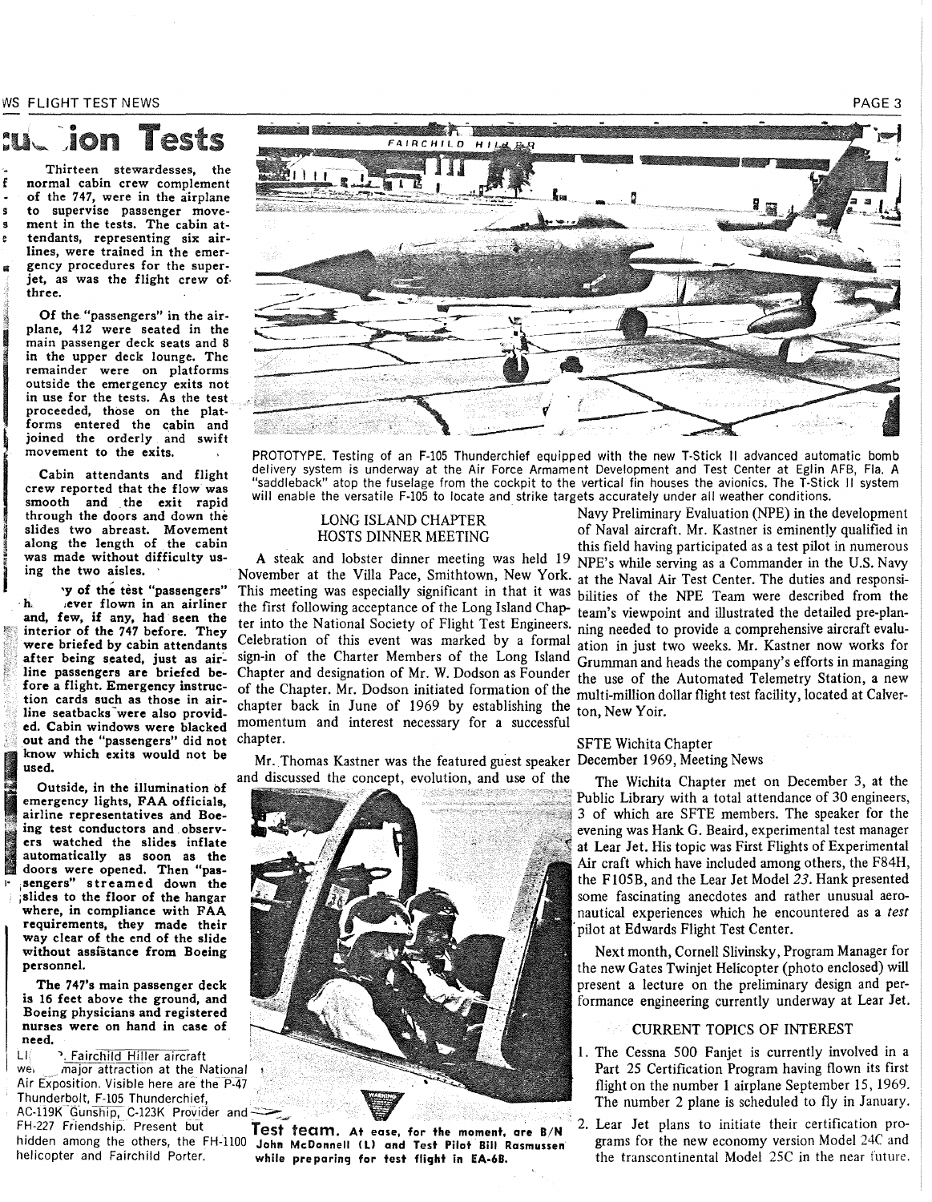# ...ion Tests

Thirteen stewardesses, the normal cabin crew complement of the 747, were in the airplane to supervise passenger movement in the tests. The cabin attendants, representing six airlines, were trained in the emergency procedures for the superjet, as was the flight crew of three.

Of the "passengers" in the airplane, 412 were seated in the main passenger deck seats and 8 in the upper deck lounge. The remainder were on platforms outside the emergency exits not in use for the tests. As the test proceeded, those on the platforms entered the cabin and joined the orderly and swift movement to the exits.

Cabin attendants and flight crew reported that the flow was smooth and the exit rapid through the doors and down the slides two abreast. Movement along the length of the cabin was made without difficulty using the two aisles.

...y of the test "passengers" h... ...ever flown in an airliner and, few, if any, had seen the interior of the 747 before. They were briefed by cabin attendants after being seated, just as airline passengers are briefed before a flight. Emergency instruction cards such as those in airline seatbacks were also provided. Cabin windows were blacked out and the "passengers" did not know which exits would not be used.

Outside, in the illumination of emergency lights, FAA officials, airline representatives and Boeing test conductors and observers watched the slides inflate automatically as soon as the doors were opened. Then "passengers" streamed down the slides to the floor of the hangar where, in compliance with FAA requirements, they made their way clear of the end of the slide without assistance from Boeing personnel.

The 747's main passenger deck is 16 feet above the ground, and Boeing physicians and registered nurses were on hand in case of need.

LI... Fairchild Hiller aircraft we... major attraction at the National Air Exposition. Visible here are the P-47 Thunderbolt, F-105 Thunderchief, AC-119K Gunship, C-123K Provider and FH-227 Friendship. Present but hidden among the others, the FH-1100 helicopter and Fairchild Porter.

PROTOTYPE. Testing of an F-105 Thunderchief equipped with the new T-Stick II advanced automatic bomb delivery system is underway at the Air Force Armament Development and Test Center at Eglin AFB, Fla. A "saddleback" atop the fuselage from the cockpit to the vertical fin houses the avionics. The T-Stick II system will enable the versatile F-105 to locate and strike targets accurately under all weather conditions.

## LONG ISLAND CHAPTER HOSTS DINNER MEETING

A steak and lobster dinner meeting was held 19 November at the Villa Pace, Smithtown, New York. This meeting was especially significant in that it was the first following acceptance of the Long Island Chapter into the National Society of Flight Test Engineers. Celebration of this event was marked by a formal sign-in of the Charter Members of the Long Island Chapter and designation of Mr. W. Dodson as Founder of the Chapter. Mr. Dodson initiated formation of the chapter back in June of 1969 by establishing the momentum and interest necessary for a successful chapter.

Mr. Thomas Kastner was the featured guest speaker and discussed the concept, evolution, and use of the Navy Preliminary Evaluation (NPE) in the development of Naval aircraft. Mr. Kastner is eminently qualified in this field having participated as a test pilot in numerous NPE's while serving as a Commander in the U.S. Navy at the Naval Air Test Center. The duties and responsibilities of the NPE Team were described from the team's viewpoint and illustrated the detailed pre-planning needed to provide a comprehensive aircraft evaluation in just two weeks. Mr. Kastner now works for Grumman and heads the company's efforts in managing the use of the Automated Telemetry Station, a new multi-million dollar flight test facility, located at Calverton, New Yoir.

**Test team.** At ease, for the moment, are B/N John McDonnell (L) and Test Pilot Bill Rasmussen while preparing for test flight in EA-6B.

## SFTE Wichita Chapter December 1969, Meeting News

The Wichita Chapter met on December 3, at the Public Library with a total attendance of 30 engineers, 3 of which are SFTE members. The speaker for the evening was Hank G. Beaird, experimental test manager at Lear Jet. His topic was First Flights of Experimental Air craft which have included among others, the F84H, the F105B, and the Lear Jet Model *23*. Hank presented some fascinating anecdotes and rather unusual aeronautical experiences which he encountered as a *test* pilot at Edwards Flight Test Center.

Next month, Cornell Slivinsky, Program Manager for the new Gates Twinjet Helicopter (photo enclosed) will present a lecture on the preliminary design and performance engineering currently underway at Lear Jet.

## CURRENT TOPICS OF INTEREST

1. The Cessna 500 Fanjet is currently involved in a Part 25 Certification Program having flown its first flight on the number 1 airplane September 15, 1969. The number 2 plane is scheduled to fly in January.
2. Lear Jet plans to initiate their certification programs for the new economy version Model 24C and the transcontinental Model 25C in the near future.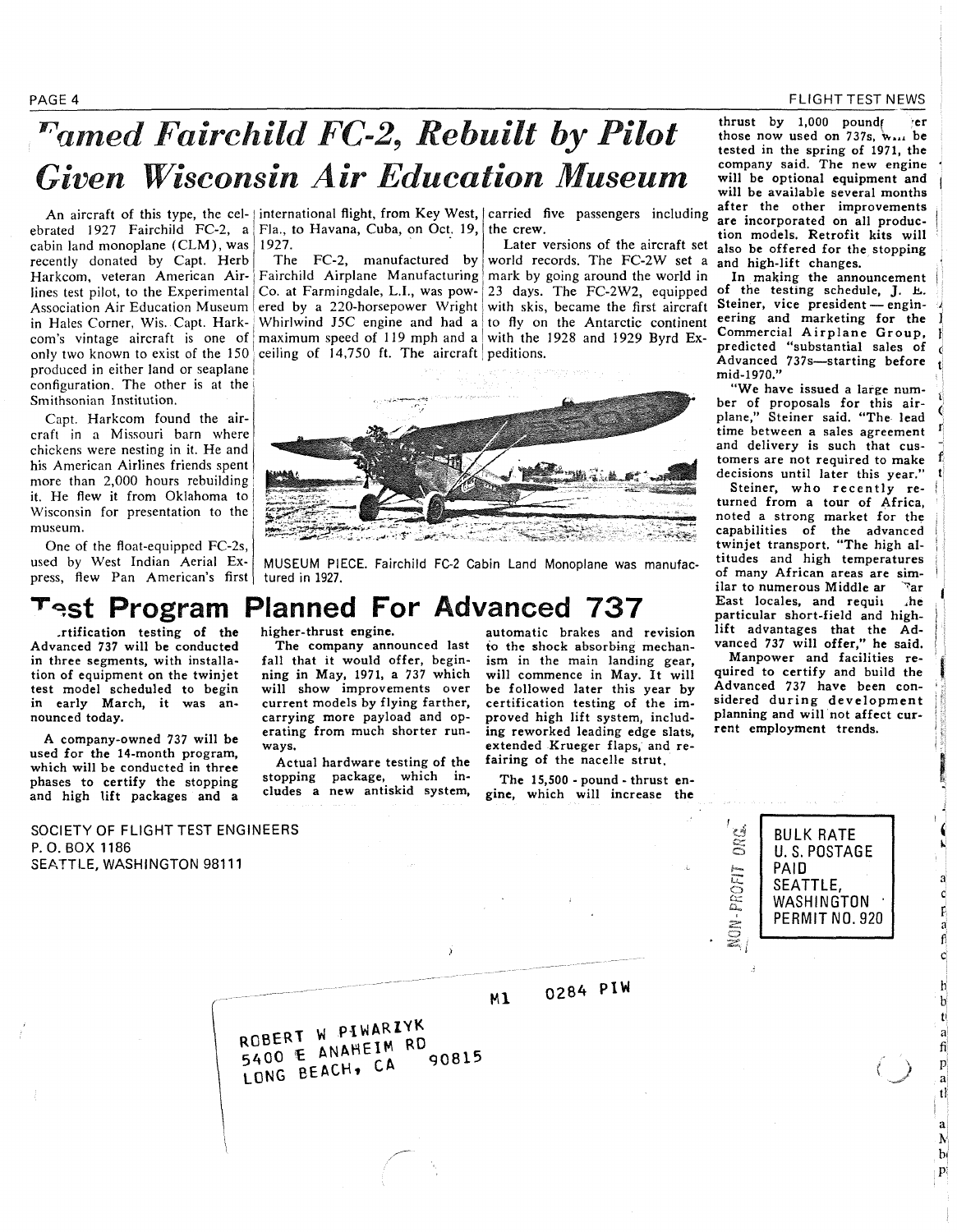# Famed Fairchild FC-2, Rebuilt by Pilot Given Wisconsin Air Education Museum

An aircraft of this type, the celebrated 1927 Fairchild FC-2, a cabin land monoplane (CLM), was recently donated by Capt. Herb Harkcom, veteran American Airlines test pilot, to the Experimental Association Air Education Museum in Hales Corner, Wis. Capt. Harkcom's vintage aircraft is one of only two known to exist of the 150 produced in either land or seaplane configuration. The other is at the Smithsonian Institution.

Capt. Harkcom found the aircraft in a Missouri barn where chickens were nesting in it. He and his American Airlines friends spent more than 2,000 hours rebuilding it. He flew it from Oklahoma to Wisconsin for presentation to the museum.

One of the float-equipped FC-2s, used by West Indian Aerial Express, flew Pan American's first international flight, from Key West, Fla., to Havana, Cuba, on Oct. 19, 1927.

The FC-2, manufactured by Fairchild Airplane Manufacturing Co. at Farmingdale, L.I., was powered by a 220-horsepower Wright Whirlwind J5C engine and had a maximum speed of 119 mph and a ceiling of 14,750 ft. The aircraft carried five passengers including the crew.

Later versions of the aircraft set world records. The FC-2W set a mark by going around the world in 23 days. The FC-2W2, equipped with skis, became the first aircraft to fly on the Antarctic continent with the 1928 and 1929 Byrd Expeditions.

MUSEUM PIECE. Fairchild FC-2 Cabin Land Monoplane was manufactured in 1927.

# Test Program Planned For Advanced 737

Certification testing of the Advanced 737 will be conducted in three segments, with installation of equipment on the twinjet test model scheduled to begin in early March, it was announced today.

A company-owned 737 will be used for the 14-month program, which will be conducted in three phases to certify the stopping and high lift packages and a higher-thrust engine.

The company announced last fall that it would offer, beginning in May, 1971, a 737 which will show improvements over current models by flying farther, carrying more payload and operating from much shorter runways.

Actual hardware testing of the stopping package, which includes a new antiskid system, automatic brakes and revision to the shock absorbing mechanism in the main landing gear, will commence in May. It will be followed later this year by certification testing of the improved high lift system, including reworked leading edge slats, extended Krueger flaps, and refairing of the nacelle strut.

The 15,500-pound-thrust engine, which will increase the thrust by 1,000 pounds over those now used on 737s, will be tested in the spring of 1971, the company said. The new engine will be optional equipment and will be available several months after the other improvements are incorporated on all production models. Retrofit kits will also be offered for the stopping and high-lift changes.

In making the announcement of the testing schedule, J. E. Steiner, vice president — engineering and marketing for the Commercial Airplane Group, predicted "substantial sales of Advanced 737s—starting before mid-1970."

"We have issued a large number of proposals for this airplane," Steiner said. "The lead time between a sales agreement and delivery is such that customers are not required to make decisions until later this year."

Steiner, who recently returned from a tour of Africa, noted a strong market for the capabilities of the advanced twinjet transport. "The high altitudes and high temperatures of many African areas are similar to numerous Middle and Far East locales, and require the particular short-field and high-lift advantages that the Advanced 737 will offer," he said.

Manpower and facilities required to certify and build the Advanced 737 have been considered during development planning and will not affect current employment trends.

SOCIETY OF FLIGHT TEST ENGINEERS
P. O. BOX 1186
SEATTLE, WASHINGTON 98111

NON-PROFIT ORG.

BULK RATE
U. S. POSTAGE
PAID
SEATTLE,
WASHINGTON
PERMIT NO. 920

M1 0284 PIW

ROBERT W PIWARZYK
5400 E ANAHEIM RD
LONG BEACH, CA 90815